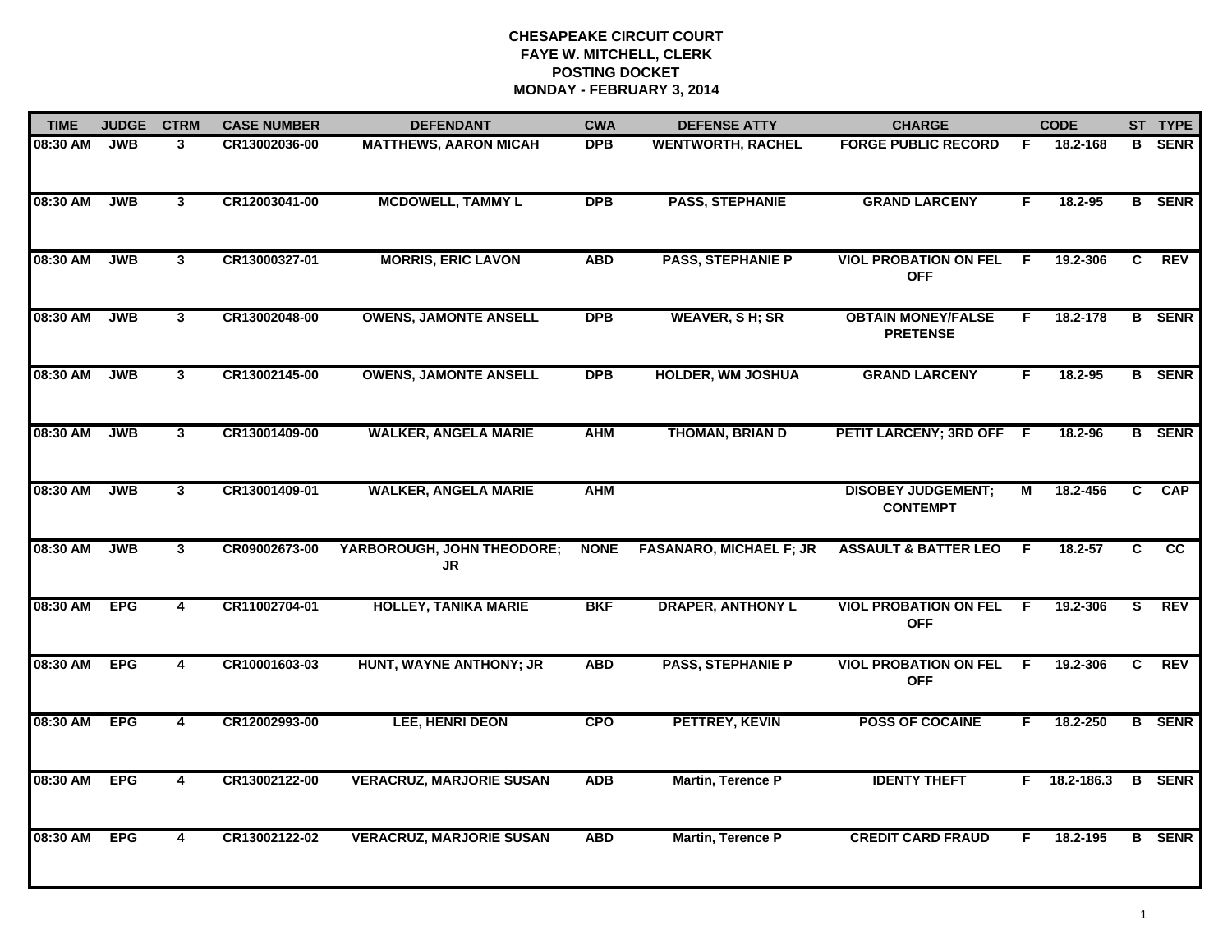**CHESAPEAKE CIRCUIT COURT**
**FAYE W. MITCHELL, CLERK**
**POSTING DOCKET**
**MONDAY - FEBRUARY 3, 2014**

| TIME | JUDGE | CTRM | CASE NUMBER | DEFENDANT | CWA | DEFENSE ATTY | CHARGE | | CODE | ST | TYPE |
|---|---|---|---|---|---|---|---|---|---|---|---|
| 08:30 AM | JWB | 3 | CR13002036-00 | MATTHEWS, AARON MICAH | DPB | WENTWORTH, RACHEL | FORGE PUBLIC RECORD | F | 18.2-168 | B | SENR |
| 08:30 AM | JWB | 3 | CR12003041-00 | MCDOWELL, TAMMY L | DPB | PASS, STEPHANIE | GRAND LARCENY | F | 18.2-95 | B | SENR |
| 08:30 AM | JWB | 3 | CR13000327-01 | MORRIS, ERIC LAVON | ABD | PASS, STEPHANIE P | VIOL PROBATION ON FEL OFF | F | 19.2-306 | C | REV |
| 08:30 AM | JWB | 3 | CR13002048-00 | OWENS, JAMONTE ANSELL | DPB | WEAVER, S H; SR | OBTAIN MONEY/FALSE PRETENSE | F | 18.2-178 | B | SENR |
| 08:30 AM | JWB | 3 | CR13002145-00 | OWENS, JAMONTE ANSELL | DPB | HOLDER, WM JOSHUA | GRAND LARCENY | F | 18.2-95 | B | SENR |
| 08:30 AM | JWB | 3 | CR13001409-00 | WALKER, ANGELA MARIE | AHM | THOMAN, BRIAN D | PETIT LARCENY; 3RD OFF | F | 18.2-96 | B | SENR |
| 08:30 AM | JWB | 3 | CR13001409-01 | WALKER, ANGELA MARIE | AHM | | DISOBEY JUDGEMENT; CONTEMPT | M | 18.2-456 | C | CAP |
| 08:30 AM | JWB | 3 | CR09002673-00 | YARBOROUGH, JOHN THEODORE; JR | NONE | FASANARO, MICHAEL F; JR | ASSAULT & BATTER LEO | F | 18.2-57 | C | CC |
| 08:30 AM | EPG | 4 | CR11002704-01 | HOLLEY, TANIKA MARIE | BKF | DRAPER, ANTHONY L | VIOL PROBATION ON FEL OFF | F | 19.2-306 | S | REV |
| 08:30 AM | EPG | 4 | CR10001603-03 | HUNT, WAYNE ANTHONY; JR | ABD | PASS, STEPHANIE P | VIOL PROBATION ON FEL OFF | F | 19.2-306 | C | REV |
| 08:30 AM | EPG | 4 | CR12002993-00 | LEE, HENRI DEON | CPO | PETTREY, KEVIN | POSS OF COCAINE | F | 18.2-250 | B | SENR |
| 08:30 AM | EPG | 4 | CR13002122-00 | VERACRUZ, MARJORIE SUSAN | ADB | Martin, Terence P | IDENTY THEFT | F | 18.2-186.3 | B | SENR |
| 08:30 AM | EPG | 4 | CR13002122-02 | VERACRUZ, MARJORIE SUSAN | ABD | Martin, Terence P | CREDIT CARD FRAUD | F | 18.2-195 | B | SENR |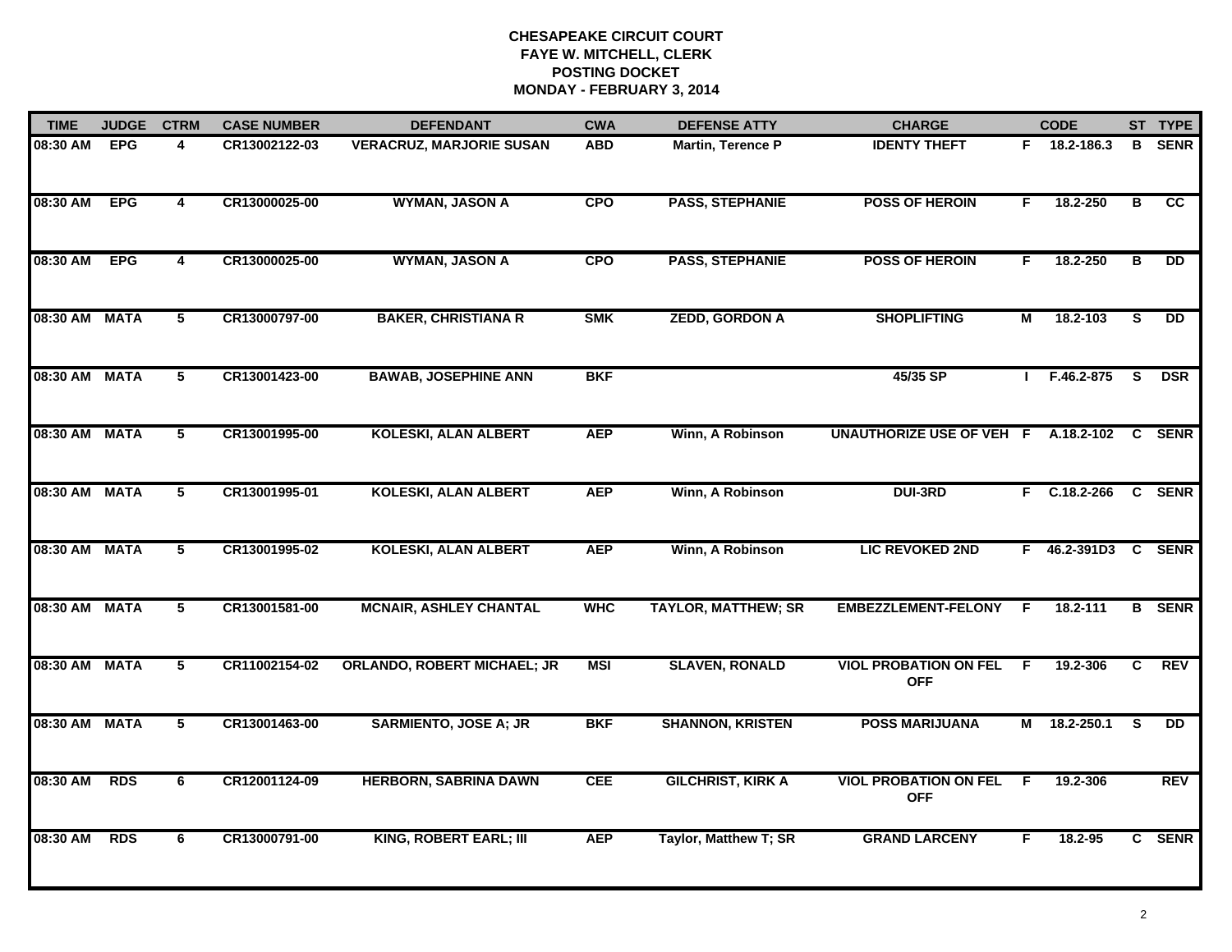**CHESAPEAKE CIRCUIT COURT**
**FAYE W. MITCHELL, CLERK**
**POSTING DOCKET**
**MONDAY - FEBRUARY 3, 2014**

| TIME | JUDGE | CTRM | CASE NUMBER | DEFENDANT | CWA | DEFENSE ATTY | CHARGE | | CODE | ST | TYPE |
|---|---|---|---|---|---|---|---|---|---|---|---|
| 08:30 AM | EPG | 4 | CR13002122-03 | VERACRUZ, MARJORIE SUSAN | ABD | Martin, Terence P | IDENTY THEFT | F | 18.2-186.3 | B | SENR |
| 08:30 AM | EPG | 4 | CR13000025-00 | WYMAN, JASON A | CPO | PASS, STEPHANIE | POSS OF HEROIN | F | 18.2-250 | B | CC |
| 08:30 AM | EPG | 4 | CR13000025-00 | WYMAN, JASON A | CPO | PASS, STEPHANIE | POSS OF HEROIN | F | 18.2-250 | B | DD |
| 08:30 AM | MATA | 5 | CR13000797-00 | BAKER, CHRISTIANA R | SMK | ZEDD, GORDON A | SHOPLIFTING | M | 18.2-103 | S | DD |
| 08:30 AM | MATA | 5 | CR13001423-00 | BAWAB, JOSEPHINE ANN | BKF | | 45/35 SP | I | F.46.2-875 | S | DSR |
| 08:30 AM | MATA | 5 | CR13001995-00 | KOLESKI, ALAN ALBERT | AEP | Winn, A Robinson | UNAUTHORIZE USE OF VEH | F | A.18.2-102 | C | SENR |
| 08:30 AM | MATA | 5 | CR13001995-01 | KOLESKI, ALAN ALBERT | AEP | Winn, A Robinson | DUI-3RD | F | C.18.2-266 | C | SENR |
| 08:30 AM | MATA | 5 | CR13001995-02 | KOLESKI, ALAN ALBERT | AEP | Winn, A Robinson | LIC REVOKED 2ND | F | 46.2-391D3 | C | SENR |
| 08:30 AM | MATA | 5 | CR13001581-00 | MCNAIR, ASHLEY CHANTAL | WHC | TAYLOR, MATTHEW; SR | EMBEZZLEMENT-FELONY | F | 18.2-111 | B | SENR |
| 08:30 AM | MATA | 5 | CR11002154-02 | ORLANDO, ROBERT MICHAEL; JR | MSI | SLAVEN, RONALD | VIOL PROBATION ON FEL OFF | F | 19.2-306 | C | REV |
| 08:30 AM | MATA | 5 | CR13001463-00 | SARMIENTO, JOSE A; JR | BKF | SHANNON, KRISTEN | POSS MARIJUANA | M | 18.2-250.1 | S | DD |
| 08:30 AM | RDS | 6 | CR12001124-09 | HERBORN, SABRINA DAWN | CEE | GILCHRIST, KIRK A | VIOL PROBATION ON FEL OFF | F | 19.2-306 | | REV |
| 08:30 AM | RDS | 6 | CR13000791-00 | KING, ROBERT EARL; III | AEP | Taylor, Matthew T; SR | GRAND LARCENY | F | 18.2-95 | C | SENR |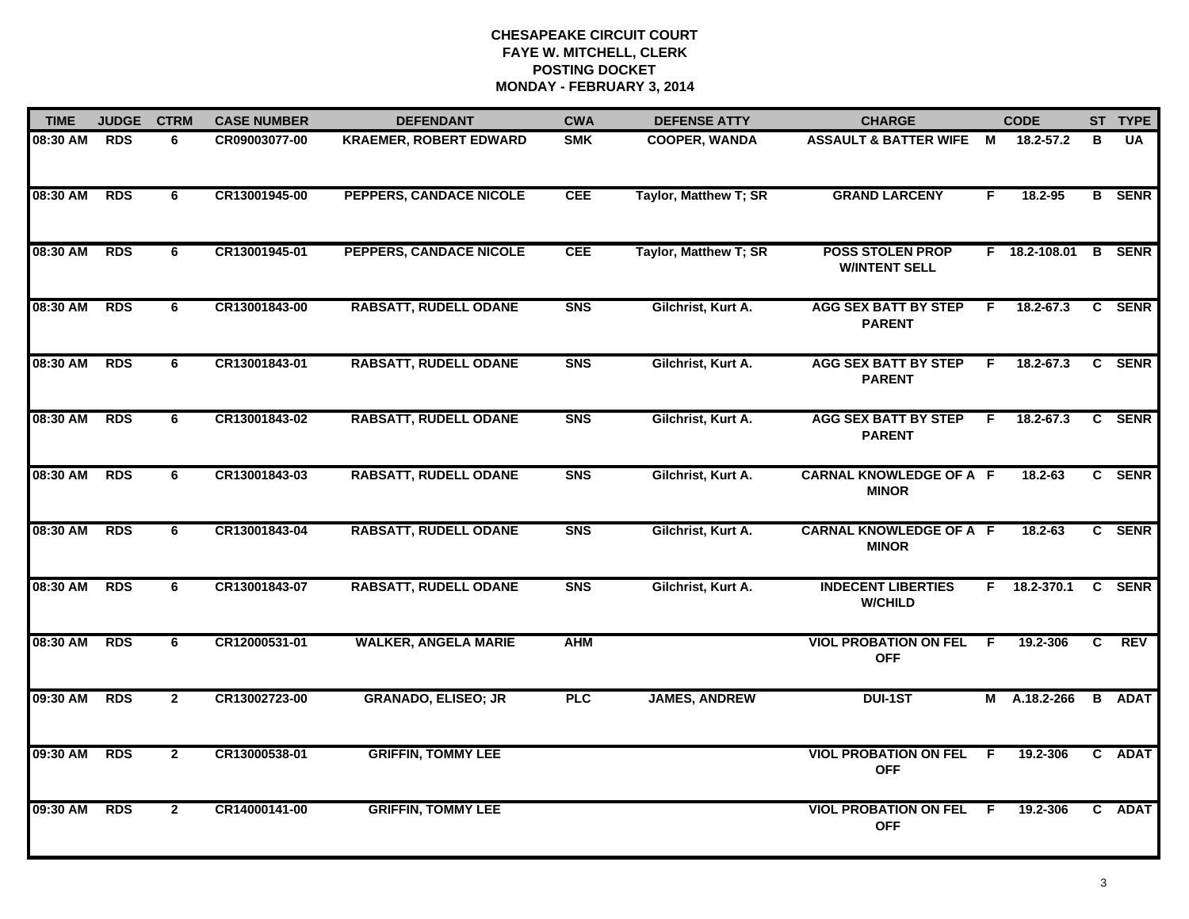# CHESAPEAKE CIRCUIT COURT
## FAYE W. MITCHELL, CLERK
## POSTING DOCKET
## MONDAY - FEBRUARY 3, 2014

| TIME | JUDGE | CTRM | CASE NUMBER | DEFENDANT | CWA | DEFENSE ATTY | CHARGE | | CODE | ST | TYPE |
|---|---|---|---|---|---|---|---|---|---|---|---|
| 08:30 AM | RDS | 6 | CR09003077-00 | KRAEMER, ROBERT EDWARD | SMK | COOPER, WANDA | ASSAULT & BATTER WIFE | M | 18.2-57.2 | B | UA |
| 08:30 AM | RDS | 6 | CR13001945-00 | PEPPERS, CANDACE NICOLE | CEE | Taylor, Matthew T; SR | GRAND LARCENY | F | 18.2-95 | B | SENR |
| 08:30 AM | RDS | 6 | CR13001945-01 | PEPPERS, CANDACE NICOLE | CEE | Taylor, Matthew T; SR | POSS STOLEN PROP W/INTENT SELL | F | 18.2-108.01 | B | SENR |
| 08:30 AM | RDS | 6 | CR13001843-00 | RABSATT, RUDELL ODANE | SNS | Gilchrist, Kurt A. | AGG SEX BATT BY STEP PARENT | F | 18.2-67.3 | C | SENR |
| 08:30 AM | RDS | 6 | CR13001843-01 | RABSATT, RUDELL ODANE | SNS | Gilchrist, Kurt A. | AGG SEX BATT BY STEP PARENT | F | 18.2-67.3 | C | SENR |
| 08:30 AM | RDS | 6 | CR13001843-02 | RABSATT, RUDELL ODANE | SNS | Gilchrist, Kurt A. | AGG SEX BATT BY STEP PARENT | F | 18.2-67.3 | C | SENR |
| 08:30 AM | RDS | 6 | CR13001843-03 | RABSATT, RUDELL ODANE | SNS | Gilchrist, Kurt A. | CARNAL KNOWLEDGE OF A MINOR | F | 18.2-63 | C | SENR |
| 08:30 AM | RDS | 6 | CR13001843-04 | RABSATT, RUDELL ODANE | SNS | Gilchrist, Kurt A. | CARNAL KNOWLEDGE OF A MINOR | F | 18.2-63 | C | SENR |
| 08:30 AM | RDS | 6 | CR13001843-07 | RABSATT, RUDELL ODANE | SNS | Gilchrist, Kurt A. | INDECENT LIBERTIES W/CHILD | F | 18.2-370.1 | C | SENR |
| 08:30 AM | RDS | 6 | CR12000531-01 | WALKER, ANGELA MARIE | AHM | | VIOL PROBATION ON FEL OFF | F | 19.2-306 | C | REV |
| 09:30 AM | RDS | 2 | CR13002723-00 | GRANADO, ELISEO; JR | PLC | JAMES, ANDREW | DUI-1ST | M | A.18.2-266 | B | ADAT |
| 09:30 AM | RDS | 2 | CR13000538-01 | GRIFFIN, TOMMY LEE | | | VIOL PROBATION ON FEL OFF | F | 19.2-306 | C | ADAT |
| 09:30 AM | RDS | 2 | CR14000141-00 | GRIFFIN, TOMMY LEE | | | VIOL PROBATION ON FEL OFF | F | 19.2-306 | C | ADAT |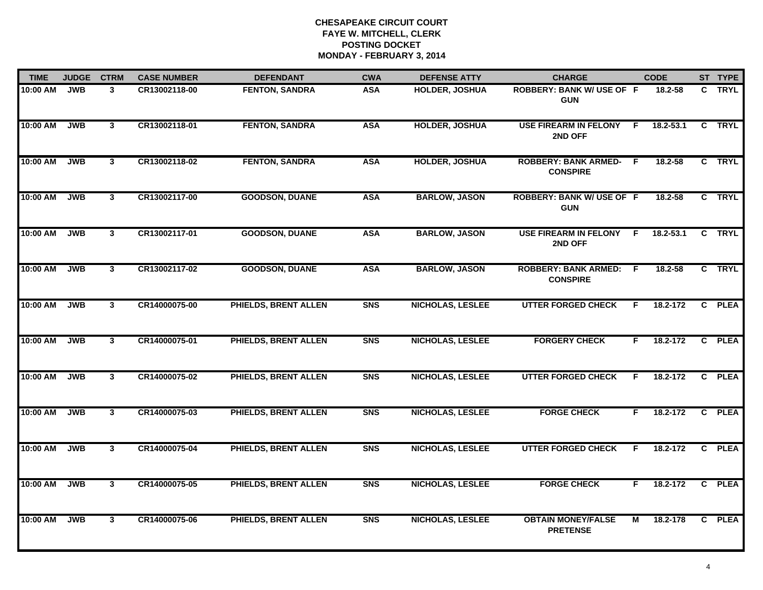**CHESAPEAKE CIRCUIT COURT**
**FAYE W. MITCHELL, CLERK**
**POSTING DOCKET**
**MONDAY - FEBRUARY 3, 2014**

| TIME | JUDGE | CTRM | CASE NUMBER | DEFENDANT | CWA | DEFENSE ATTY | CHARGE | | CODE | ST | TYPE |
|---|---|---|---|---|---|---|---|---|---|---|---|
| 10:00 AM | JWB | 3 | CR13002118-00 | FENTON, SANDRA | ASA | HOLDER, JOSHUA | ROBBERY: BANK W/ USE OF GUN | F | 18.2-58 | C | TRYL |
| 10:00 AM | JWB | 3 | CR13002118-01 | FENTON, SANDRA | ASA | HOLDER, JOSHUA | USE FIREARM IN FELONY 2ND OFF | F | 18.2-53.1 | C | TRYL |
| 10:00 AM | JWB | 3 | CR13002118-02 | FENTON, SANDRA | ASA | HOLDER, JOSHUA | ROBBERY: BANK ARMED- CONSPIRE | F | 18.2-58 | C | TRYL |
| 10:00 AM | JWB | 3 | CR13002117-00 | GOODSON, DUANE | ASA | BARLOW, JASON | ROBBERY: BANK W/ USE OF GUN | F | 18.2-58 | C | TRYL |
| 10:00 AM | JWB | 3 | CR13002117-01 | GOODSON, DUANE | ASA | BARLOW, JASON | USE FIREARM IN FELONY 2ND OFF | F | 18.2-53.1 | C | TRYL |
| 10:00 AM | JWB | 3 | CR13002117-02 | GOODSON, DUANE | ASA | BARLOW, JASON | ROBBERY: BANK ARMED: CONSPIRE | F | 18.2-58 | C | TRYL |
| 10:00 AM | JWB | 3 | CR14000075-00 | PHIELDS, BRENT ALLEN | SNS | NICHOLAS, LESLEE | UTTER FORGED CHECK | F | 18.2-172 | C | PLEA |
| 10:00 AM | JWB | 3 | CR14000075-01 | PHIELDS, BRENT ALLEN | SNS | NICHOLAS, LESLEE | FORGERY CHECK | F | 18.2-172 | C | PLEA |
| 10:00 AM | JWB | 3 | CR14000075-02 | PHIELDS, BRENT ALLEN | SNS | NICHOLAS, LESLEE | UTTER FORGED CHECK | F | 18.2-172 | C | PLEA |
| 10:00 AM | JWB | 3 | CR14000075-03 | PHIELDS, BRENT ALLEN | SNS | NICHOLAS, LESLEE | FORGE CHECK | F | 18.2-172 | C | PLEA |
| 10:00 AM | JWB | 3 | CR14000075-04 | PHIELDS, BRENT ALLEN | SNS | NICHOLAS, LESLEE | UTTER FORGED CHECK | F | 18.2-172 | C | PLEA |
| 10:00 AM | JWB | 3 | CR14000075-05 | PHIELDS, BRENT ALLEN | SNS | NICHOLAS, LESLEE | FORGE CHECK | F | 18.2-172 | C | PLEA |
| 10:00 AM | JWB | 3 | CR14000075-06 | PHIELDS, BRENT ALLEN | SNS | NICHOLAS, LESLEE | OBTAIN MONEY/FALSE PRETENSE | M | 18.2-178 | C | PLEA |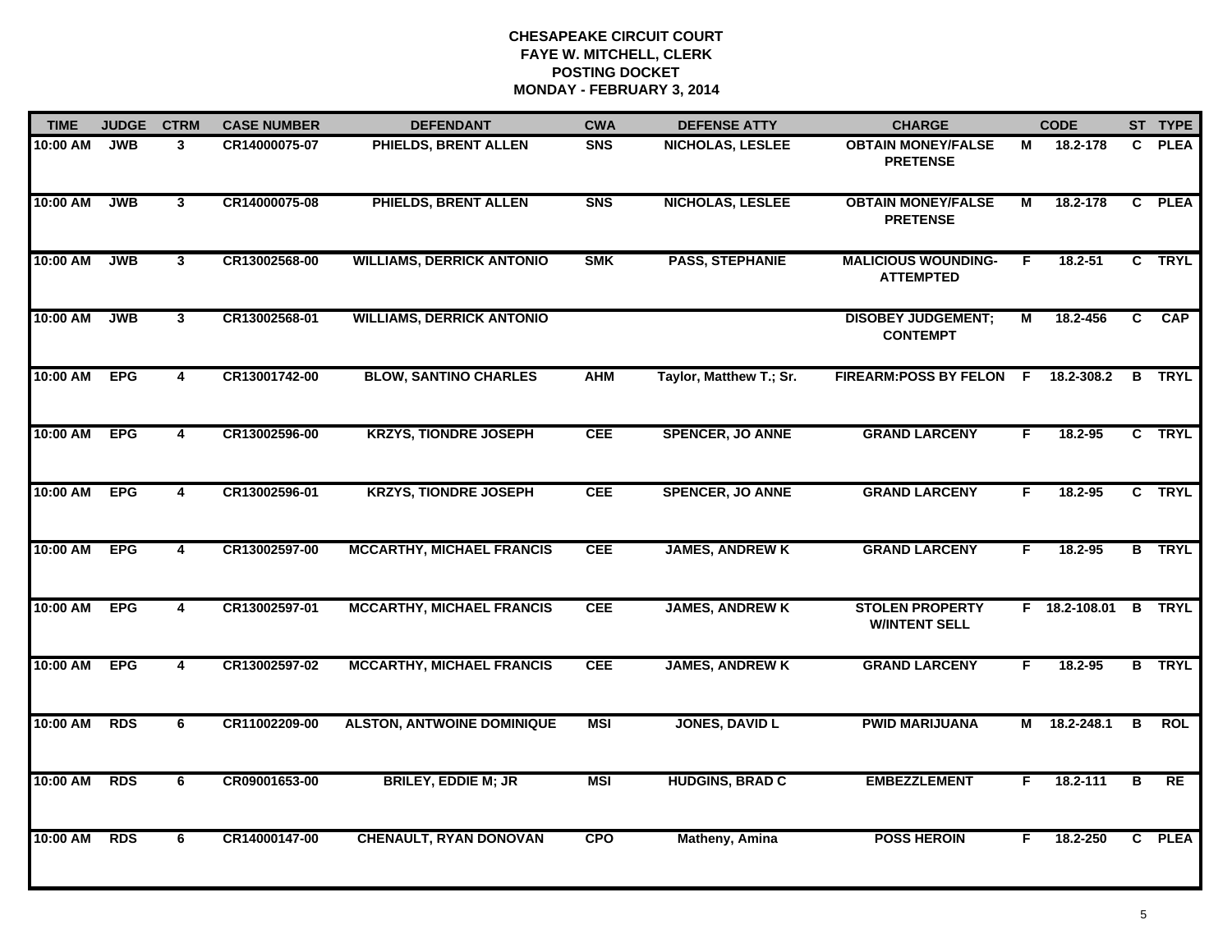# CHESAPEAKE CIRCUIT COURT
## FAYE W. MITCHELL, CLERK
## POSTING DOCKET
## MONDAY - FEBRUARY 3, 2014

| TIME | JUDGE | CTRM | CASE NUMBER | DEFENDANT | CWA | DEFENSE ATTY | CHARGE | | CODE | ST | TYPE |
|---|---|---|---|---|---|---|---|---|---|---|---|
| 10:00 AM | JWB | 3 | CR14000075-07 | PHIELDS, BRENT ALLEN | SNS | NICHOLAS, LESLEE | OBTAIN MONEY/FALSE PRETENSE | M | 18.2-178 | C | PLEA |
| 10:00 AM | JWB | 3 | CR14000075-08 | PHIELDS, BRENT ALLEN | SNS | NICHOLAS, LESLEE | OBTAIN MONEY/FALSE PRETENSE | M | 18.2-178 | C | PLEA |
| 10:00 AM | JWB | 3 | CR13002568-00 | WILLIAMS, DERRICK ANTONIO | SMK | PASS, STEPHANIE | MALICIOUS WOUNDING-ATTEMPTED | F | 18.2-51 | C | TRYL |
| 10:00 AM | JWB | 3 | CR13002568-01 | WILLIAMS, DERRICK ANTONIO | | | DISOBEY JUDGEMENT; CONTEMPT | M | 18.2-456 | C | CAP |
| 10:00 AM | EPG | 4 | CR13001742-00 | BLOW, SANTINO CHARLES | AHM | Taylor, Matthew T.; Sr. | FIREARM:POSS BY FELON | F | 18.2-308.2 | B | TRYL |
| 10:00 AM | EPG | 4 | CR13002596-00 | KRZYS, TIONDRE JOSEPH | CEE | SPENCER, JO ANNE | GRAND LARCENY | F | 18.2-95 | C | TRYL |
| 10:00 AM | EPG | 4 | CR13002596-01 | KRZYS, TIONDRE JOSEPH | CEE | SPENCER, JO ANNE | GRAND LARCENY | F | 18.2-95 | C | TRYL |
| 10:00 AM | EPG | 4 | CR13002597-00 | MCCARTHY, MICHAEL FRANCIS | CEE | JAMES, ANDREW K | GRAND LARCENY | F | 18.2-95 | B | TRYL |
| 10:00 AM | EPG | 4 | CR13002597-01 | MCCARTHY, MICHAEL FRANCIS | CEE | JAMES, ANDREW K | STOLEN PROPERTY W/INTENT SELL | F | 18.2-108.01 | B | TRYL |
| 10:00 AM | EPG | 4 | CR13002597-02 | MCCARTHY, MICHAEL FRANCIS | CEE | JAMES, ANDREW K | GRAND LARCENY | F | 18.2-95 | B | TRYL |
| 10:00 AM | RDS | 6 | CR11002209-00 | ALSTON, ANTWOINE DOMINIQUE | MSI | JONES, DAVID L | PWID MARIJUANA | M | 18.2-248.1 | B | ROL |
| 10:00 AM | RDS | 6 | CR09001653-00 | BRILEY, EDDIE M; JR | MSI | HUDGINS, BRAD C | EMBEZZLEMENT | F | 18.2-111 | B | RE |
| 10:00 AM | RDS | 6 | CR14000147-00 | CHENAULT, RYAN DONOVAN | CPO | Matheny, Amina | POSS HEROIN | F | 18.2-250 | C | PLEA |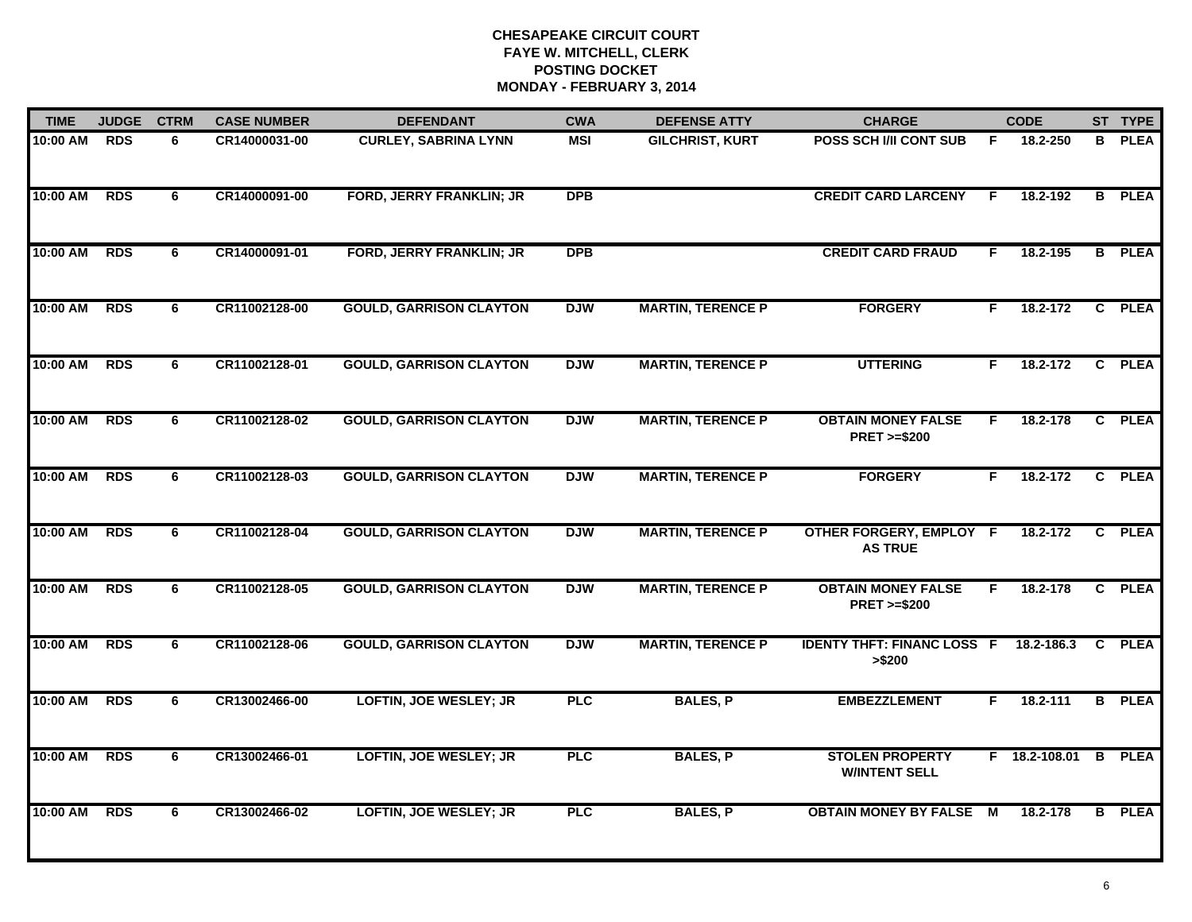# CHESAPEAKE CIRCUIT COURT
## FAYE W. MITCHELL, CLERK
## POSTING DOCKET
## MONDAY - FEBRUARY 3, 2014

| TIME | JUDGE | CTRM | CASE NUMBER | DEFENDANT | CWA | DEFENSE ATTY | CHARGE | | CODE | ST | TYPE |
|---|---|---|---|---|---|---|---|---|---|---|---|
| 10:00 AM | RDS | 6 | CR14000031-00 | CURLEY, SABRINA LYNN | MSI | GILCHRIST, KURT | POSS SCH I/II CONT SUB | F | 18.2-250 | B | PLEA |
| 10:00 AM | RDS | 6 | CR14000091-00 | FORD, JERRY FRANKLIN; JR | DPB | | CREDIT CARD LARCENY | F | 18.2-192 | B | PLEA |
| 10:00 AM | RDS | 6 | CR14000091-01 | FORD, JERRY FRANKLIN; JR | DPB | | CREDIT CARD FRAUD | F | 18.2-195 | B | PLEA |
| 10:00 AM | RDS | 6 | CR11002128-00 | GOULD, GARRISON CLAYTON | DJW | MARTIN, TERENCE P | FORGERY | F | 18.2-172 | C | PLEA |
| 10:00 AM | RDS | 6 | CR11002128-01 | GOULD, GARRISON CLAYTON | DJW | MARTIN, TERENCE P | UTTERING | F | 18.2-172 | C | PLEA |
| 10:00 AM | RDS | 6 | CR11002128-02 | GOULD, GARRISON CLAYTON | DJW | MARTIN, TERENCE P | OBTAIN MONEY FALSE PRET >=$200 | F | 18.2-178 | C | PLEA |
| 10:00 AM | RDS | 6 | CR11002128-03 | GOULD, GARRISON CLAYTON | DJW | MARTIN, TERENCE P | FORGERY | F | 18.2-172 | C | PLEA |
| 10:00 AM | RDS | 6 | CR11002128-04 | GOULD, GARRISON CLAYTON | DJW | MARTIN, TERENCE P | OTHER FORGERY, EMPLOY AS TRUE | F | 18.2-172 | C | PLEA |
| 10:00 AM | RDS | 6 | CR11002128-05 | GOULD, GARRISON CLAYTON | DJW | MARTIN, TERENCE P | OBTAIN MONEY FALSE PRET >=$200 | F | 18.2-178 | C | PLEA |
| 10:00 AM | RDS | 6 | CR11002128-06 | GOULD, GARRISON CLAYTON | DJW | MARTIN, TERENCE P | IDENTY THFT: FINANC LOSS >$200 | F | 18.2-186.3 | C | PLEA |
| 10:00 AM | RDS | 6 | CR13002466-00 | LOFTIN, JOE WESLEY; JR | PLC | BALES, P | EMBEZZLEMENT | F | 18.2-111 | B | PLEA |
| 10:00 AM | RDS | 6 | CR13002466-01 | LOFTIN, JOE WESLEY; JR | PLC | BALES, P | STOLEN PROPERTY W/INTENT SELL | F | 18.2-108.01 | B | PLEA |
| 10:00 AM | RDS | 6 | CR13002466-02 | LOFTIN, JOE WESLEY; JR | PLC | BALES, P | OBTAIN MONEY BY FALSE | M | 18.2-178 | B | PLEA |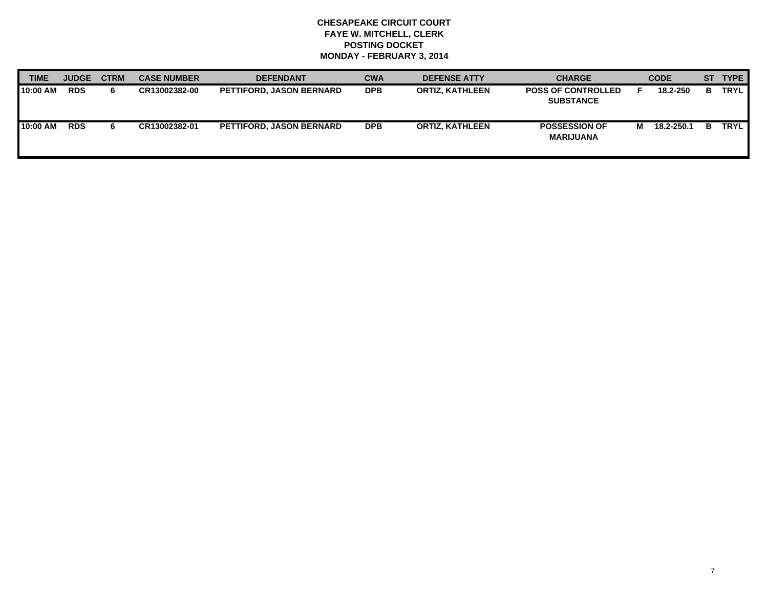**CHESAPEAKE CIRCUIT COURT**
**FAYE W. MITCHELL, CLERK**
**POSTING DOCKET**
**MONDAY - FEBRUARY 3, 2014**

| TIME | JUDGE | CTRM | CASE NUMBER | DEFENDANT | CWA | DEFENSE ATTY | CHARGE | | CODE | ST | TYPE |
|---|---|---|---|---|---|---|---|---|---|---|---|
| 10:00 AM | RDS | 6 | CR13002382-00 | PETTIFORD, JASON BERNARD | DPB | ORTIZ, KATHLEEN | POSS OF CONTROLLED SUBSTANCE | F | 18.2-250 | B | TRYL |
| 10:00 AM | RDS | 6 | CR13002382-01 | PETTIFORD, JASON BERNARD | DPB | ORTIZ, KATHLEEN | POSSESSION OF MARIJUANA | M | 18.2-250.1 | B | TRYL |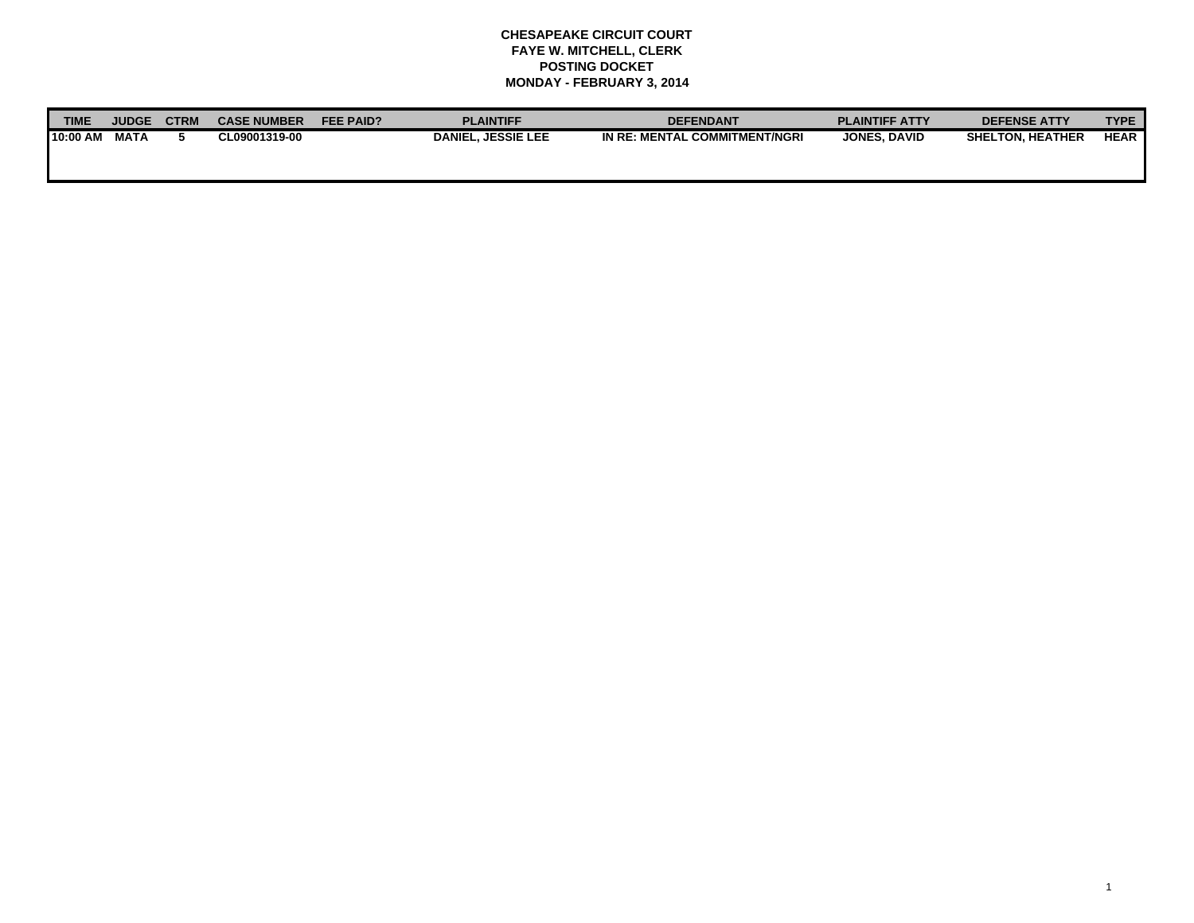**CHESAPEAKE CIRCUIT COURT**
**FAYE W. MITCHELL, CLERK**
**POSTING DOCKET**
**MONDAY - FEBRUARY 3, 2014**

| TIME | JUDGE | CTRM | CASE NUMBER | FEE PAID? | PLAINTIFF | DEFENDANT | PLAINTIFF ATTY | DEFENSE ATTY | TYPE |
|---|---|---|---|---|---|---|---|---|---|
| 10:00 AM | MATA | 5 | CL09001319-00 | | DANIEL, JESSIE LEE | IN RE: MENTAL COMMITMENT/NGRI | JONES, DAVID | SHELTON, HEATHER | HEAR |